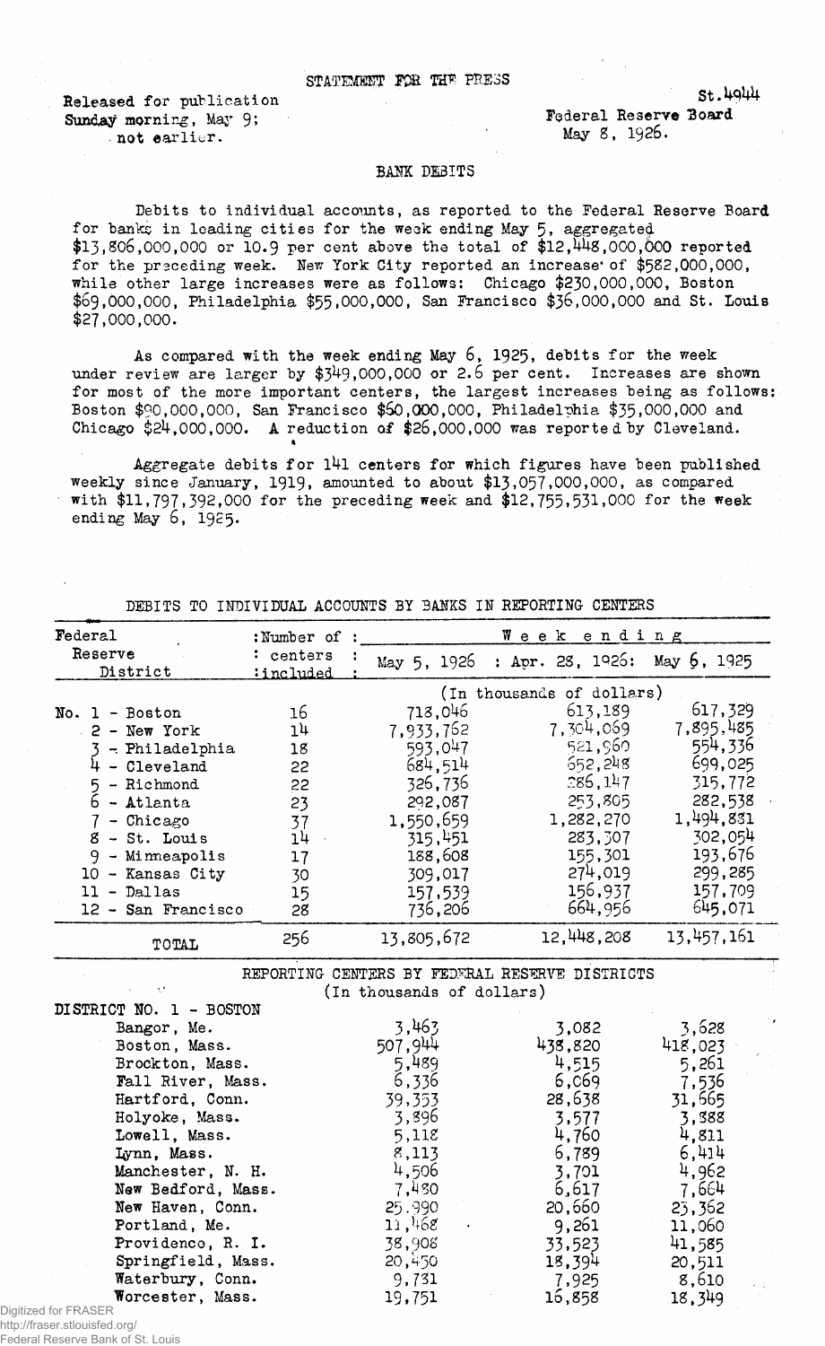STATEMENT FOR THE PRESS

Released for publication
Sunday morning, May 9;
not earlier.

St.4944
Federal Reserve Board
May 8, 1926.

## BANK DEBITS

Debits to individual accounts, as reported to the Federal Reserve Board for banks in leading cities for the week ending May 5, aggregated $13,806,000,000 or 10.9 per cent above the total of $12,448,000,000 reported for the preceding week. New York City reported an increase of $582,000,000, while other large increases were as follows: Chicago $230,000,000, Boston $69,000,000, Philadelphia $55,000,000, San Francisco $36,000,000 and St. Louis $27,000,000.

As compared with the week ending May 6, 1925, debits for the week under review are larger by $349,000,000 or 2.6 per cent. Increases are shown for most of the more important centers, the largest increases being as follows: Boston $90,000,000, San Francisco $60,000,000, Philadelphia $35,000,000 and Chicago $24,000,000. A reduction of $26,000,000 was reported by Cleveland.

Aggregate debits for 141 centers for which figures have been published weekly since January, 1919, amounted to about $13,057,000,000, as compared with $11,797,392,000 for the preceding week and $12,755,531,000 for the week ending May 6, 1925.

### DEBITS TO INDIVIDUAL ACCOUNTS BY BANKS IN REPORTING CENTERS

| Federal Reserve District | Number of centers included | Week ending May 5, 1926 | Apr. 28, 1926 | May 6, 1925 |
|---|---|---|---|---|
| | | (In thousands of dollars) | | |
| No. 1 - Boston | 16 | 718,046 | 613,189 | 617,329 |
| 2 - New York | 14 | 7,933,762 | 7,304,069 | 7,895,485 |
| 3 - Philadelphia | 18 | 593,047 | 521,960 | 554,336 |
| 4 - Cleveland | 22 | 684,514 | 652,248 | 699,025 |
| 5 - Richmond | 22 | 326,736 | 286,147 | 315,772 |
| 6 - Atlanta | 23 | 292,087 | 253,805 | 282,538 |
| 7 - Chicago | 37 | 1,550,659 | 1,282,270 | 1,494,831 |
| 8 - St. Louis | 14 | 315,451 | 283,307 | 302,054 |
| 9 - Minneapolis | 17 | 188,608 | 155,301 | 193,676 |
| 10 - Kansas City | 30 | 309,017 | 274,019 | 299,285 |
| 11 - Dallas | 15 | 157,539 | 156,937 | 157,709 |
| 12 - San Francisco | 28 | 736,206 | 664,956 | 645,071 |
| TOTAL | 256 | 13,805,672 | 12,448,208 | 13,457,161 |

### REPORTING CENTERS BY FEDERAL RESERVE DISTRICTS

(In thousands of dollars)

| DISTRICT NO. 1 - BOSTON | May 5, 1926 | Apr. 28, 1926 | May 6, 1925 |
|---|---|---|---|
| Bangor, Me. | 3,463 | 3,082 | 3,628 |
| Boston, Mass. | 507,944 | 438,820 | 418,023 |
| Brockton, Mass. | 5,489 | 4,515 | 5,261 |
| Fall River, Mass. | 6,336 | 6,069 | 7,536 |
| Hartford, Conn. | 39,353 | 28,638 | 31,665 |
| Holyoke, Mass. | 3,396 | 3,577 | 3,388 |
| Lowell, Mass. | 5,118 | 4,760 | 4,811 |
| Lynn, Mass. | 8,113 | 6,789 | 6,414 |
| Manchester, N. H. | 4,506 | 3,701 | 4,962 |
| New Bedford, Mass. | 7,480 | 6,617 | 7,664 |
| New Haven, Conn. | 25,990 | 20,660 | 23,362 |
| Portland, Me. | 11,468 | 9,261 | 11,060 |
| Providence, R. I. | 38,908 | 33,523 | 41,585 |
| Springfield, Mass. | 20,450 | 18,394 | 20,511 |
| Waterbury, Conn. | 9,731 | 7,925 | 8,610 |
| Worcester, Mass. | 19,751 | 16,858 | 18,349 |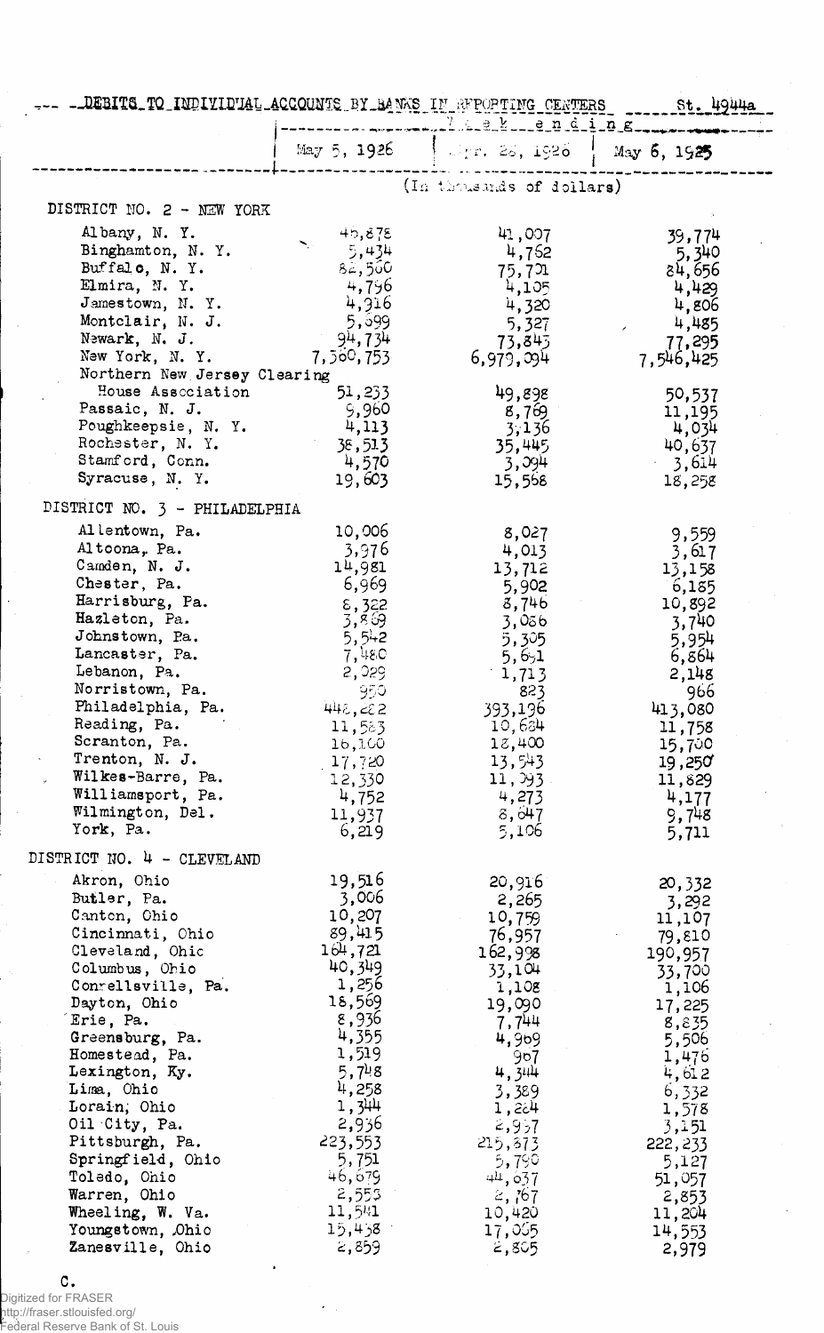## DEBITS TO INDIVIDUAL ACCOUNTS BY BANKS IN REPORTING CENTERS

St. 4944a

| | Week ending | | |
|---|---|---|---|
| | May 5, 1926 | Apr. 28, 1926 | May 6, 1925 |
| | (In thousands of dollars) | | |
| **DISTRICT NO. 2 - NEW YORK** | | | |
| Albany, N. Y. | 45,878 | 41,007 | 39,774 |
| Binghamton, N. Y. | 5,434 | 4,762 | 5,340 |
| Buffalo, N. Y. | 82,560 | 75,721 | 84,656 |
| Elmira, N. Y. | 4,796 | 4,105 | 4,429 |
| Jamestown, N. Y. | 4,916 | 4,320 | 4,806 |
| Montclair, N. J. | 5,699 | 5,327 | 4,485 |
| Newark, N. J. | 94,734 | 73,843 | 77,295 |
| New York, N. Y. | 7,560,753 | 6,979,094 | 7,546,425 |
| Northern New Jersey Clearing House Association | 51,233 | 49,898 | 50,537 |
| Passaic, N. J. | 9,960 | 8,769 | 11,195 |
| Poughkeepsie, N. Y. | 4,113 | 3,136 | 4,034 |
| Rochester, N. Y. | 38,513 | 35,445 | 40,637 |
| Stamford, Conn. | 4,570 | 3,094 | 3,614 |
| Syracuse, N. Y. | 19,603 | 15,568 | 18,258 |
| **DISTRICT NO. 3 - PHILADELPHIA** | | | |
| Allentown, Pa. | 10,006 | 8,027 | 9,559 |
| Altoona, Pa. | 3,976 | 4,013 | 3,617 |
| Camden, N. J. | 14,981 | 13,712 | 13,158 |
| Chester, Pa. | 6,969 | 5,902 | 6,185 |
| Harrisburg, Pa. | 8,322 | 8,746 | 10,892 |
| Hazleton, Pa. | 3,869 | 3,086 | 3,740 |
| Johnstown, Pa. | 5,542 | 5,305 | 5,954 |
| Lancaster, Pa. | 7,480 | 5,651 | 6,864 |
| Lebanon, Pa. | 2,029 | 1,713 | 2,148 |
| Norristown, Pa. | 950 | 823 | 966 |
| Philadelphia, Pa. | 448,822 | 393,196 | 413,080 |
| Reading, Pa. | 11,523 | 10,684 | 11,758 |
| Scranton, Pa. | 16,100 | 18,400 | 15,700 |
| Trenton, N. J. | 17,720 | 13,543 | 19,250 |
| Wilkes-Barre, Pa. | 12,330 | 11,393 | 11,829 |
| Williamsport, Pa. | 4,752 | 4,273 | 4,177 |
| Wilmington, Del. | 11,937 | 8,647 | 9,748 |
| York, Pa. | 6,219 | 5,106 | 5,711 |
| **DISTRICT NO. 4 - CLEVELAND** | | | |
| Akron, Ohio | 19,516 | 20,916 | 20,332 |
| Butler, Pa. | 3,006 | 2,265 | 3,292 |
| Canton, Ohio | 10,207 | 10,759 | 11,107 |
| Cincinnati, Ohio | 89,415 | 76,957 | 79,810 |
| Cleveland, Ohio | 164,721 | 162,998 | 190,957 |
| Columbus, Ohio | 40,349 | 33,104 | 33,700 |
| Connellsville, Pa. | 1,256 | 1,108 | 1,106 |
| Dayton, Ohio | 18,569 | 19,090 | 17,225 |
| Erie, Pa. | 8,936 | 7,744 | 8,835 |
| Greensburg, Pa. | 4,355 | 4,969 | 5,506 |
| Homestead, Pa. | 1,519 | 907 | 1,476 |
| Lexington, Ky. | 5,748 | 4,344 | 4,612 |
| Lima, Ohio | 4,258 | 3,389 | 6,332 |
| Lorain, Ohio | 1,344 | 1,224 | 1,578 |
| Oil City, Pa. | 2,936 | 2,957 | 3,151 |
| Pittsburgh, Pa. | 223,553 | 215,373 | 222,233 |
| Springfield, Ohio | 5,751 | 5,790 | 5,127 |
| Toledo, Ohio | 46,679 | 44,637 | 51,057 |
| Warren, Ohio | 2,553 | 2,767 | 2,853 |
| Wheeling, W. Va. | 11,541 | 10,420 | 11,204 |
| Youngstown, Ohio | 15,438 | 17,005 | 14,553 |
| Zanesville, Ohio | 2,859 | 2,805 | 2,979 |

C.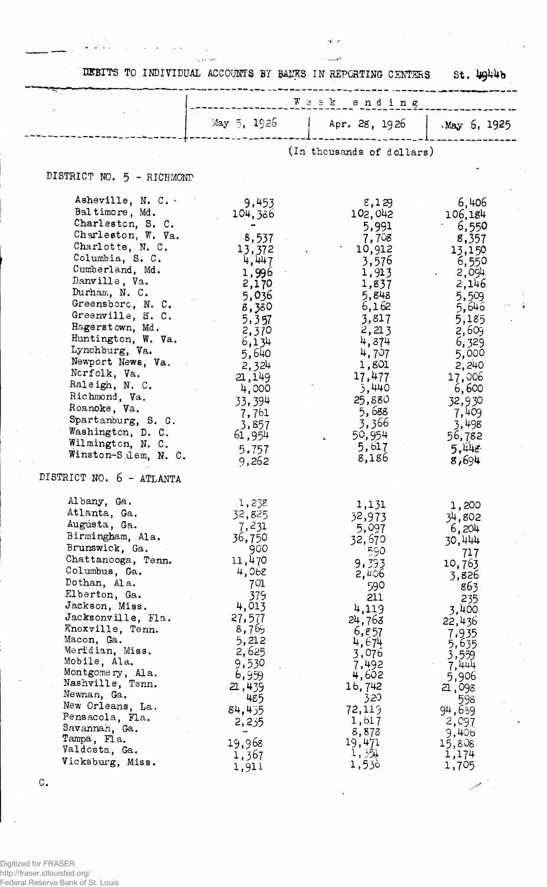DEBITS TO INDIVIDUAL ACCOUNTS BY BANKS IN REPORTING CENTERS St. 4944b

| | Week ending | | |
|---|---|---|---|
| | May 5, 1926 | Apr. 28, 1926 | May 6, 1925 |
| | (In thousands of dollars) | | |
| **DISTRICT NO. 5 - RICHMOND** | | | |
| Asheville, N. C. | 9,453 | 8,129 | 6,406 |
| Baltimore, Md. | 104,386 | 102,042 | 106,184 |
| Charleston, S. C. | - | 5,991 | 6,550 |
| Charleston, W. Va. | 8,537 | 7,708 | 8,357 |
| Charlotte, N. C. | 13,372 | 10,912 | 13,150 |
| Columbia, S. C. | 4,447 | 3,576 | 6,550 |
| Cumberland, Md. | 1,996 | 1,913 | 2,094 |
| Danville, Va. | 2,170 | 1,837 | 2,146 |
| Durham, N. C. | 5,036 | 5,848 | 5,509 |
| Greensboro, N. C. | 8,380 | 6,162 | 5,646 |
| Greenville, S. C. | 5,357 | 3,817 | 5,185 |
| Hagerstown, Md. | 2,370 | 2,213 | 2,609 |
| Huntington, W. Va. | 6,134 | 4,874 | 6,329 |
| Lynchburg, Va. | 5,640 | 4,707 | 5,000 |
| Newport News, Va. | 2,324 | 1,801 | 2,240 |
| Norfolk, Va. | 21,149 | 17,477 | 17,006 |
| Raleigh, N. C. | 4,000 | 3,440 | 6,600 |
| Richmond, Va. | 33,394 | 25,880 | 32,930 |
| Roanoke, Va. | 7,761 | 5,688 | 7,409 |
| Spartanburg, S. C. | 3,857 | 3,366 | 3,498 |
| Washington, D. C. | 61,954 | 50,954 | 56,782 |
| Wilmington, N. C. | 5,757 | 5,617 | 5,448 |
| Winston-Salem, N. C. | 9,262 | 8,186 | 8,694 |
| **DISTRICT NO. 6 - ATLANTA** | | | |
| Albany, Ga. | 1,238 | 1,131 | 1,200 |
| Atlanta, Ga. | 32,825 | 32,973 | 34,802 |
| Augusta, Ga. | 7,231 | 5,097 | 6,204 |
| Birmingham, Ala. | 36,750 | 32,670 | 30,444 |
| Brunswick, Ga. | 900 | 590 | 717 |
| Chattanooga, Tenn. | 11,470 | 9,393 | 10,763 |
| Columbus, Ga. | 4,068 | 2,406 | 3,826 |
| Dothan, Ala. | 701 | 590 | 863 |
| Elberton, Ga. | 379 | 211 | 235 |
| Jackson, Miss. | 4,013 | 4,119 | 3,400 |
| Jacksonville, Fla. | 27,577 | 24,768 | 22,436 |
| Knoxville, Tenn. | 8,769 | 6,857 | 7,935 |
| Macon, Ga. | 5,212 | 4,674 | 5,635 |
| Meridian, Miss. | 2,625 | 3,076 | 3,559 |
| Mobile, Ala. | 9,530 | 7,492 | 7,444 |
| Montgomery, Ala. | 6,959 | 4,602 | 5,906 |
| Nashville, Tenn. | 21,439 | 16,742 | 21,098 |
| Newnan, Ga. | 485 | 320 | 598 |
| New Orleans, La. | 84,435 | 72,119 | 94,689 |
| Pensacola, Fla. | 2,235 | 1,617 | 2,097 |
| Savannah, Ga. | - | 8,878 | 9,406 |
| Tampa, Fla. | 19,968 | 19,471 | 15,808 |
| Valdosta, Ga. | 1,367 | 1,354 | 1,174 |
| Vicksburg, Miss. | 1,911 | 1,536 | 1,705 |

C.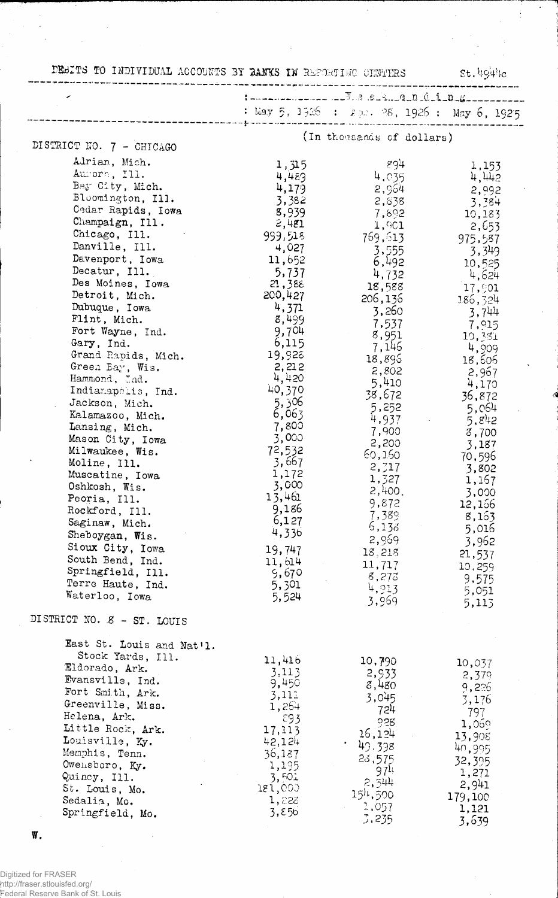DEBITS TO INDIVIDUAL ACCOUNTS BY BANKS IN REPORTING CENTERS St.4941c

| | Week ending | | |
|---|---|---|---|
| | May 5, 1926 | Apr. 28, 1926 | May 6, 1925 |
| | (In thousands of dollars) | | |
| **DISTRICT NO. 7 - CHICAGO** | | | |
| Adrian, Mich. | 1,315 | 894 | 1,153 |
| Aurora, Ill. | 4,489 | 4,035 | 4,442 |
| Bay City, Mich. | 4,179 | 2,964 | 2,992 |
| Bloomington, Ill. | 3,382 | 2,838 | 3,384 |
| Cedar Rapids, Iowa | 8,939 | 7,892 | 10,183 |
| Champaign, Ill. | 2,481 | 1,901 | 2,653 |
| Chicago, Ill. | 999,518 | 769,613 | 975,587 |
| Danville, Ill. | 4,027 | 3,555 | 3,349 |
| Davenport, Iowa | 11,652 | 6,492 | 10,525 |
| Decatur, Ill. | 5,737 | 4,732 | 4,624 |
| Des Moines, Iowa | 21,388 | 18,588 | 17,901 |
| Detroit, Mich. | 200,427 | 206,136 | 186,324 |
| Dubuque, Iowa | 4,371 | 3,260 | 3,744 |
| Flint, Mich. | 8,499 | 7,537 | 7,915 |
| Fort Wayne, Ind. | 9,704 | 8,951 | 10,381 |
| Gary, Ind. | 6,115 | 7,146 | 4,909 |
| Grand Rapids, Mich. | 19,928 | 18,896 | 18,606 |
| Green Bay, Wis. | 2,212 | 2,802 | 2,967 |
| Hammond, Ind. | 4,420 | 5,410 | 4,170 |
| Indianapolis, Ind. | 40,370 | 38,672 | 36,872 |
| Jackson, Mich. | 5,306 | 5,252 | 5,064 |
| Kalamazoo, Mich. | 6,063 | 4,937 | 5,842 |
| Lansing, Mich. | 7,800 | 7,900 | 8,700 |
| Mason City, Iowa | 3,000 | 2,200 | 3,187 |
| Milwaukee, Wis. | 72,532 | 60,160 | 70,596 |
| Moline, Ill. | 3,667 | 2,717 | 3,802 |
| Muscatine, Iowa | 1,172 | 1,327 | 1,167 |
| Oshkosh, Wis. | 3,000 | 2,400. | 3,000 |
| Peoria, Ill. | 13,461 | 9,872 | 12,166 |
| Rockford, Ill. | 9,186 | 7,389 | 8,163 |
| Saginaw, Mich. | 6,127 | 6,138 | 5,016 |
| Sheboygan, Wis. | 4,336 | 2,969 | 3,962 |
| Sioux City, Iowa | 19,747 | 18,218 | 21,537 |
| South Bend, Ind. | 11,614 | 11,717 | 10,259 |
| Springfield, Ill. | 9,670 | 8,278 | 9,575 |
| Terre Haute, Ind. | 5,301 | 4,913 | 5,051 |
| Waterloo, Iowa | 5,524 | 3,969 | 5,113 |
| **DISTRICT NO. 8 - ST. LOUIS** | | | |
| East St. Louis and Nat'l. Stock Yards, Ill. | 11,416 | 10,790 | 10,037 |
| Eldorado, Ark. | 3,113 | 2,933 | 2,379 |
| Evansville, Ind. | 9,450 | 8,480 | 9,226 |
| Fort Smith, Ark. | 3,111 | 3,045 | 3,176 |
| Greenville, Miss. | 1,264 | 724 | 797 |
| Helena, Ark. | 893 | 928 | 1,069 |
| Little Rock, Ark. | 17,113 | 16,124 | 13,908 |
| Louisville, Ky. | 42,124 | 49,338 | 40,995 |
| Memphis, Tenn. | 36,187 | 28,575 | 32,395 |
| Owensboro, Ky. | 1,195 | 974 | 1,271 |
| Quincy, Ill. | 3,501 | 2,544 | 2,941 |
| St. Louis, Mo. | 181,000 | 154,500 | 179,100 |
| Sedalia, Mo. | 1,228 | 1,057 | 1,121 |
| Springfield, Mo. | 3,856 | 3,235 | 3,639 |

W.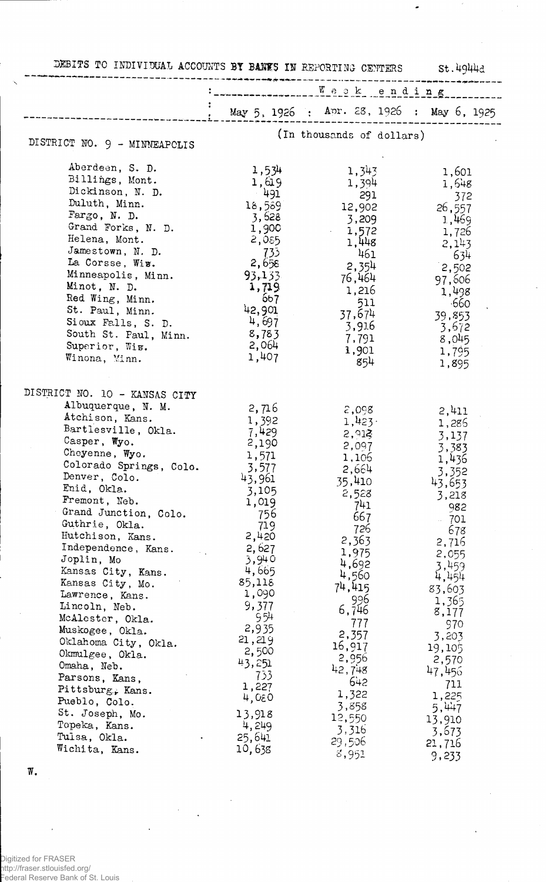DEBITS TO INDIVIDUAL ACCOUNTS BY BANKS IN REPORTING CENTERS St.4944d

| | Week ending | | |
|---|---|---|---|
| | May 5, 1926 | Apr. 28, 1926 | May 6, 1925 |
| | (In thousands of dollars) | | |
| **DISTRICT NO. 9 - MINNEAPOLIS** | | | |
| Aberdeen, S. D. | 1,534 | 1,343 | 1,601 |
| Billings, Mont. | 1,619 | 1,394 | 1,648 |
| Dickinson, N. D. | 491 | 291 | 372 |
| Duluth, Minn. | 18,589 | 12,902 | 26,557 |
| Fargo, N. D. | 3,628 | 3,209 | 1,469 |
| Grand Forks, N. D. | 1,900 | 1,572 | 1,726 |
| Helena, Mont. | 2,085 | 1,448 | 2,143 |
| Jamestown, N. D. | 733 | 461 | 634 |
| La Corsse, Wis. | 2,658 | 2,354 | 2,502 |
| Minneapolis, Minn. | 93,153 | 76,464 | 97,606 |
| Minot, N. D. | 1,719 | 1,216 | 1,498 |
| Red Wing, Minn. | 667 | 511 | 660 |
| St. Paul, Minn. | 42,901 | 37,674 | 39,853 |
| Sioux Falls, S. D. | 4,697 | 3,916 | 3,672 |
| South St. Paul, Minn. | 8,783 | 7,791 | 8,045 |
| Superior, Wis. | 2,064 | 1,901 | 1,795 |
| Winona, Minn. | 1,407 | 854 | 1,895 |
| **DISTRICT NO. 10 - KANSAS CITY** | | | |
| Albuquerque, N. M. | 2,716 | 2,098 | 2,411 |
| Atchison, Kans. | 1,392 | 1,423 | 1,286 |
| Bartlesville, Okla. | 7,429 | 2,913 | 3,137 |
| Casper, Wyo. | 2,190 | 2,097 | 3,383 |
| Cheyenne, Wyo. | 1,571 | 1,106 | 1,436 |
| Colorado Springs, Colo. | 3,577 | 2,664 | 3,352 |
| Denver, Colo. | 43,961 | 35,410 | 43,653 |
| Enid, Okla. | 3,105 | 2,528 | 3,218 |
| Fremont, Neb. | 1,019 | 741 | 982 |
| Grand Junction, Colo. | 756 | 667 | 701 |
| Guthrie, Okla. | 719 | 726 | 678 |
| Hutchison, Kans. | 2,420 | 2,363 | 2,716 |
| Independence, Kans. | 2,627 | 1,975 | 2,055 |
| Joplin, Mo | 3,940 | 4,692 | 3,459 |
| Kansas City, Kans. | 4,665 | 4,560 | 4,454 |
| Kansas City, Mo. | 85,118 | 74,415 | 83,603 |
| Lawrence, Kans. | 1,090 | 996 | 1,365 |
| Lincoln, Neb. | 9,377 | 6,746 | 8,177 |
| McAlester, Okla. | 954 | 777 | 970 |
| Muskogee, Okla. | 2,935 | 2,357 | 3,203 |
| Oklahoma City, Okla. | 21,219 | 16,917 | 19,105 |
| Okmulgee, Okla. | 2,500 | 2,956 | 2,570 |
| Omaha, Neb. | 43,251 | 42,748 | 47,456 |
| Parsons, Kans. | 733 | 642 | 711 |
| Pittsburg, Kans. | 1,227 | 1,322 | 1,225 |
| Pueblo, Colo. | 4,080 | 3,858 | 5,447 |
| St. Joseph, Mo. | 13,918 | 12,550 | 13,910 |
| Topeka, Kans. | 4,249 | 3,316 | 3,673 |
| Tulsa, Okla. | 25,641 | 29,506 | 21,716 |
| Wichita, Kans. | 10,638 | 8,951 | 9,233 |

W.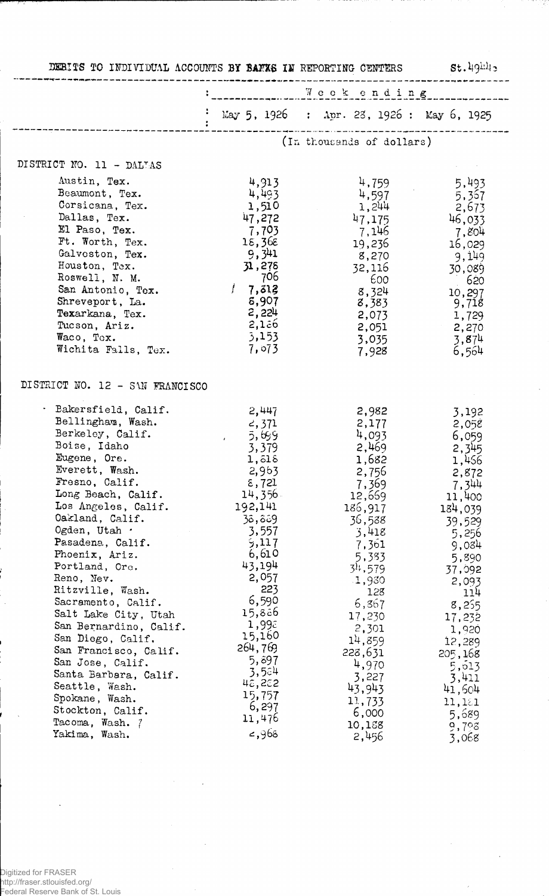DEBITS TO INDIVIDUAL ACCOUNTS BY BANKS IN REPORTING CENTERS St.4944e

| | Week ending | | |
|---|---|---|---|
| | May 5, 1926 | Apr. 28, 1926 | May 6, 1925 |
| | (In thousands of dollars) | | |
| **DISTRICT NO. 11 - DALLAS** | | | |
| Austin, Tex. | 4,913 | 4,759 | 5,493 |
| Beaumont, Tex. | 4,493 | 4,597 | 5,357 |
| Corsicana, Tex. | 1,510 | 1,244 | 2,673 |
| Dallas, Tex. | 47,272 | 47,175 | 46,033 |
| El Paso, Tex. | 7,703 | 7,146 | 7,804 |
| Ft. Worth, Tex. | 18,368 | 19,236 | 16,029 |
| Galveston, Tex. | 9,341 | 8,270 | 9,149 |
| Houston, Tex. | 31,278 | 32,116 | 30,089 |
| Roswell, N. M. | 706 | 600 | 620 |
| San Antonio, Tex. | 7,818 | 8,324 | 10,297 |
| Shreveport, La. | 8,907 | 8,383 | 9,718 |
| Texarkana, Tex. | 2,224 | 2,073 | 1,729 |
| Tucson, Ariz. | 2,186 | 2,051 | 2,270 |
| Waco, Tex. | 3,153 | 3,035 | 3,874 |
| Wichita Falls, Tex. | 7,073 | 7,928 | 6,564 |
| **DISTRICT NO. 12 - SAN FRANCISCO** | | | |
| Bakersfield, Calif. | 2,447 | 2,982 | 3,192 |
| Bellingham, Wash. | 2,371 | 2,177 | 2,058 |
| Berkeley, Calif. | 5,699 | 4,093 | 6,059 |
| Boise, Idaho | 3,379 | 2,469 | 2,345 |
| Eugene, Ore. | 1,818 | 1,682 | 1,456 |
| Everett, Wash. | 2,963 | 2,756 | 2,872 |
| Fresno, Calif. | 8,721 | 7,369 | 7,344 |
| Long Beach, Calif. | 14,356 | 12,669 | 11,400 |
| Los Angeles, Calif. | 192,141 | 186,917 | 184,039 |
| Oakland, Calif. | 38,869 | 36,588 | 39,529 |
| Ogden, Utah | 3,557 | 3,418 | 5,256 |
| Pasadena, Calif. | 9,117 | 7,361 | 9,084 |
| Phoenix, Ariz. | 6,610 | 5,383 | 5,890 |
| Portland, Ore. | 43,194 | 34,579 | 37,092 |
| Reno, Nev. | 2,057 | 1,980 | 2,093 |
| Ritzville, Wash. | 223 | 128 | 114 |
| Sacramento, Calif. | 6,590 | 6,367 | 8,255 |
| Salt Lake City, Utah | 15,886 | 17,230 | 17,232 |
| San Bernardino, Calif. | 1,998 | 2,301 | 1,920 |
| San Diego, Calif. | 15,160 | 14,859 | 12,289 |
| San Francisco, Calif. | 264,769 | 228,631 | 205,168 |
| San Jose, Calif. | 5,897 | 4,970 | 5,613 |
| Santa Barbara, Calif. | 3,584 | 3,227 | 3,411 |
| Seattle, Wash. | 48,282 | 43,943 | 41,604 |
| Spokane, Wash. | 15,757 | 11,733 | 11,181 |
| Stockton, Calif. | 6,297 | 6,000 | 5,689 |
| Tacoma, Wash. | 11,476 | 10,188 | 9,798 |
| Yakima, Wash. | 2,968 | 2,456 | 3,068 |